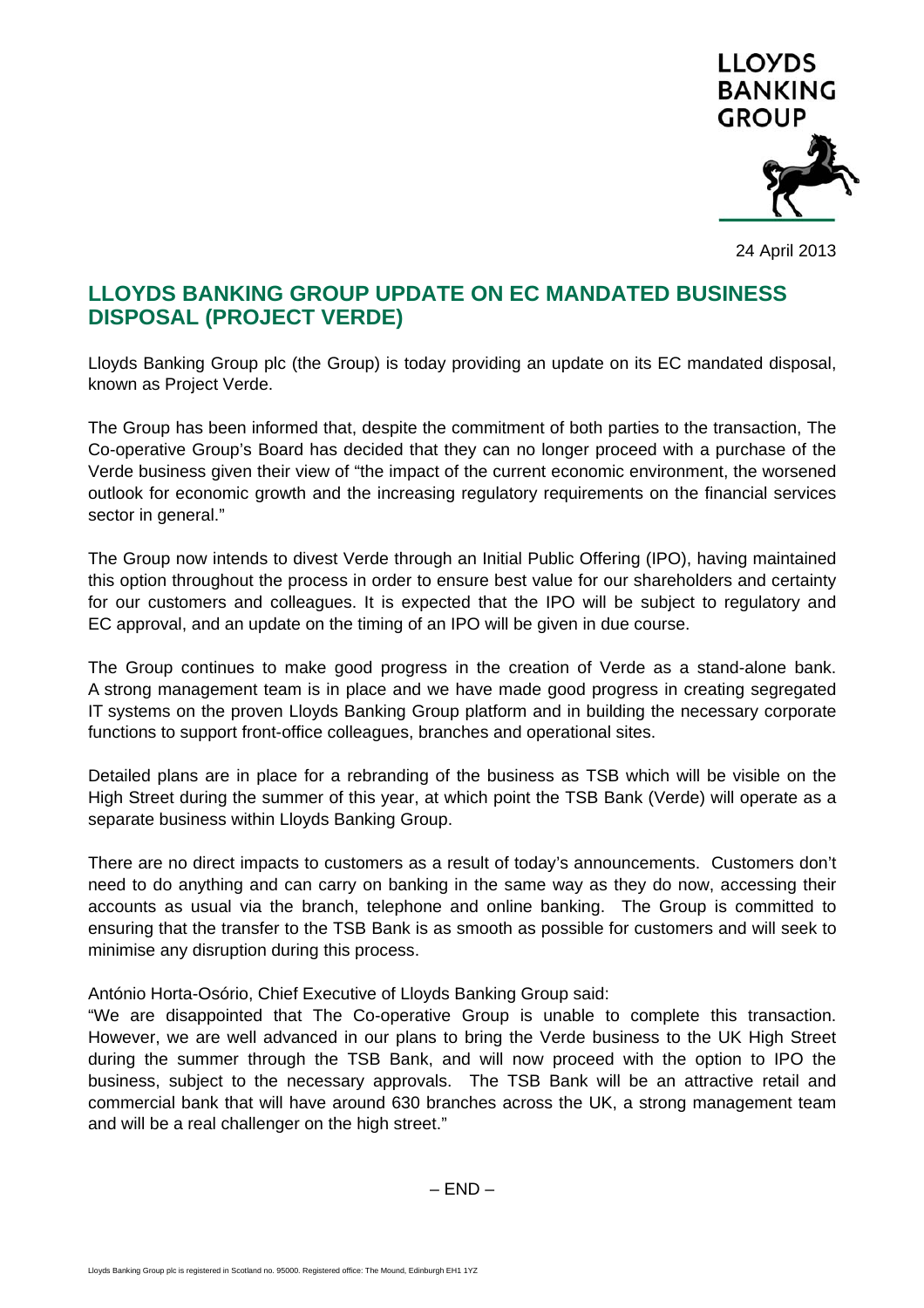24 April 2013

# LLOYDS BANKING GROUP UPDATE ON EC MANDATED BUSINESS DISPOSAL (PROJECT VERDE)

Lloyds Banking Group plc (the Group) is today providing an update on its EC mandated disposal, known as Project Verde.

The Group has been informed that, despite the commitment of both parties to the transaction, The Co-operative Group's Board has decided that they can no longer proceed with a purchase of the Verde business given their view of "the impact of the current economic environment, the worsened outlook for economic growth and the increasing regulatory requirements on the financial services sector in general."

The Group now intends to divest Verde through an Initial Public Offering (IPO), having maintained this option throughout the process in order to ensure best value for our shareholders and certainty for our customers and colleagues. It is expected that the IPO will be subject to regulatory and EC approval, and an update on the timing of an IPO will be given in due course.

The Group continues to make good progress in the creation of Verde as a stand-alone bank. A strong management team is in place and we have made good progress in creating segregated IT systems on the proven Lloyds Banking Group platform and in building the necessary corporate functions to support front-office colleagues, branches and operational sites.

Detailed plans are in place for a rebranding of the business as TSB which will be visible on the High Street during the summer of this year, at which point the TSB Bank (Verde) will operate as a separate business within Lloyds Banking Group.

There are no direct impacts to customers as a result of today's announcements. Customers don't need to do anything and can carry on banking in the same way as they do now, accessing their accounts as usual via the branch, telephone and online banking. The Group is committed to ensuring that the transfer to the TSB Bank is as smooth as possible for customers and will seek to minimise any disruption during this process.

António Horta-Osório, Chief Executive of Lloyds Banking Group said:

"We are disappointed that The Co-operative Group is unable to complete this transaction. However, we are well advanced in our plans to bring the Verde business to the UK High Street during the summer through the TSB Bank, and will now proceed with the option to IPO the business, subject to the necessary approvals. The TSB Bank will be an attractive retail and commercial bank that will have around 630 branches across the UK, a strong management team and will be a real challenger on the high street."

– END –

Lloyds Banking Group plc is registered in Scotland no. 95000. Registered office: The Mound, Edinburgh EH1 1YZ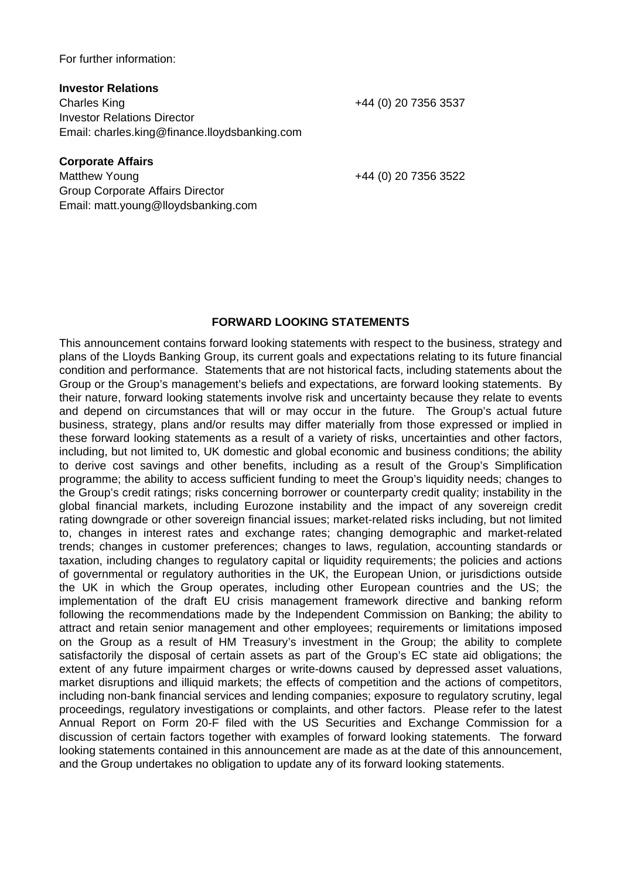For further information:

**Investor Relations**

Charles King +44 (0) 20 7356 3537
Investor Relations Director
Email: charles.king@finance.lloydsbanking.com

**Corporate Affairs**

Matthew Young +44 (0) 20 7356 3522
Group Corporate Affairs Director
Email: matt.young@lloydsbanking.com

**FORWARD LOOKING STATEMENTS**

This announcement contains forward looking statements with respect to the business, strategy and plans of the Lloyds Banking Group, its current goals and expectations relating to its future financial condition and performance. Statements that are not historical facts, including statements about the Group or the Group's management's beliefs and expectations, are forward looking statements. By their nature, forward looking statements involve risk and uncertainty because they relate to events and depend on circumstances that will or may occur in the future. The Group's actual future business, strategy, plans and/or results may differ materially from those expressed or implied in these forward looking statements as a result of a variety of risks, uncertainties and other factors, including, but not limited to, UK domestic and global economic and business conditions; the ability to derive cost savings and other benefits, including as a result of the Group's Simplification programme; the ability to access sufficient funding to meet the Group's liquidity needs; changes to the Group's credit ratings; risks concerning borrower or counterparty credit quality; instability in the global financial markets, including Eurozone instability and the impact of any sovereign credit rating downgrade or other sovereign financial issues; market-related risks including, but not limited to, changes in interest rates and exchange rates; changing demographic and market-related trends; changes in customer preferences; changes to laws, regulation, accounting standards or taxation, including changes to regulatory capital or liquidity requirements; the policies and actions of governmental or regulatory authorities in the UK, the European Union, or jurisdictions outside the UK in which the Group operates, including other European countries and the US; the implementation of the draft EU crisis management framework directive and banking reform following the recommendations made by the Independent Commission on Banking; the ability to attract and retain senior management and other employees; requirements or limitations imposed on the Group as a result of HM Treasury's investment in the Group; the ability to complete satisfactorily the disposal of certain assets as part of the Group's EC state aid obligations; the extent of any future impairment charges or write-downs caused by depressed asset valuations, market disruptions and illiquid markets; the effects of competition and the actions of competitors, including non-bank financial services and lending companies; exposure to regulatory scrutiny, legal proceedings, regulatory investigations or complaints, and other factors. Please refer to the latest Annual Report on Form 20-F filed with the US Securities and Exchange Commission for a discussion of certain factors together with examples of forward looking statements. The forward looking statements contained in this announcement are made as at the date of this announcement, and the Group undertakes no obligation to update any of its forward looking statements.